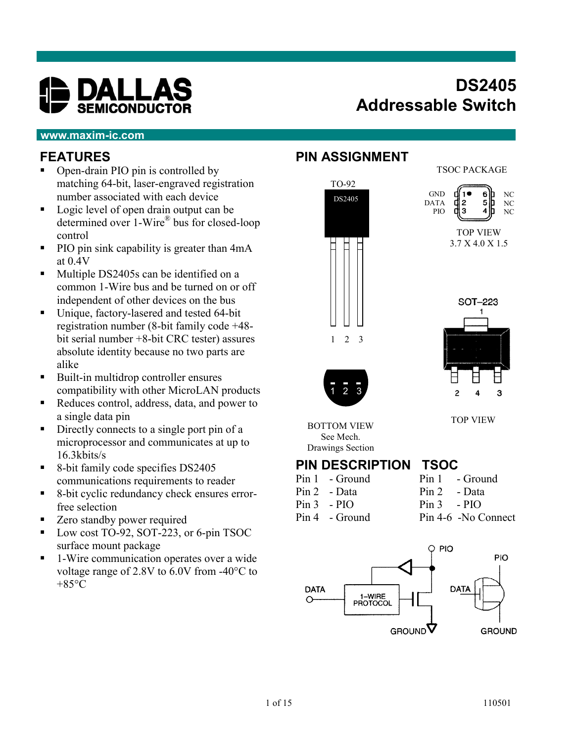# DS2405
# Addressable Switch

**www.maxim-ic.com**

## FEATURES

- Open-drain PIO pin is controlled by matching 64-bit, laser-engraved registration number associated with each device
- Logic level of open drain output can be determined over 1-Wire® bus for closed-loop control
- PIO pin sink capability is greater than 4mA at 0.4V
- Multiple DS2405s can be identified on a common 1-Wire bus and be turned on or off independent of other devices on the bus
- Unique, factory-lasered and tested 64-bit registration number (8-bit family code +48-bit serial number +8-bit CRC tester) assures absolute identity because no two parts are alike
- Built-in multidrop controller ensures compatibility with other MicroLAN products
- Reduces control, address, data, and power to a single data pin
- Directly connects to a single port pin of a microprocessor and communicates at up to 16.3kbits/s
- 8-bit family code specifies DS2405 communications requirements to reader
- 8-bit cyclic redundancy check ensures error-free selection
- Zero standby power required
- Low cost TO-92, SOT-223, or 6-pin TSOC surface mount package
- 1-Wire communication operates over a wide voltage range of 2.8V to 6.0V from -40°C to +85°C

## PIN ASSIGNMENT

TO-92

DS2405

1 2 3

BOTTOM VIEW
See Mech. Drawings Section

TSOC PACKAGE

GND 1 6 NC
DATA 2 5 NC
PIO 3 4 NC

TOP VIEW
3.7 X 4.0 X 1.5

SOT–223

1

2 4 3

TOP VIEW

## PIN DESCRIPTION

| | |
|---|---|
| Pin 1 | - Ground |
| Pin 2 | - Data |
| Pin 3 | - PIO |
| Pin 4 | - Ground |

## TSOC

| | |
|---|---|
| Pin 1 | - Ground |
| Pin 2 | - Data |
| Pin 3 | - PIO |
| Pin 4-6 | -No Connect |

PIO

DATA

1–WIRE PROTOCOL

GROUND

PIO

DATA

GROUND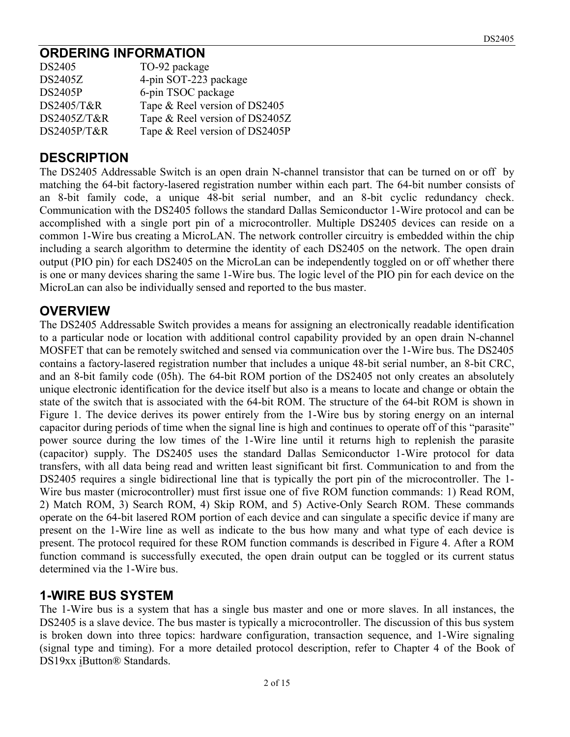## ORDERING INFORMATION

| | |
|---|---|
| DS2405 | TO-92 package |
| DS2405Z | 4-pin SOT-223 package |
| DS2405P | 6-pin TSOC package |
| DS2405/T&R | Tape & Reel version of DS2405 |
| DS2405Z/T&R | Tape & Reel version of DS2405Z |
| DS2405P/T&R | Tape & Reel version of DS2405P |

## DESCRIPTION

The DS2405 Addressable Switch is an open drain N-channel transistor that can be turned on or off by matching the 64-bit factory-lasered registration number within each part. The 64-bit number consists of an 8-bit family code, a unique 48-bit serial number, and an 8-bit cyclic redundancy check. Communication with the DS2405 follows the standard Dallas Semiconductor 1-Wire protocol and can be accomplished with a single port pin of a microcontroller. Multiple DS2405 devices can reside on a common 1-Wire bus creating a MicroLAN. The network controller circuitry is embedded within the chip including a search algorithm to determine the identity of each DS2405 on the network. The open drain output (PIO pin) for each DS2405 on the MicroLan can be independently toggled on or off whether there is one or many devices sharing the same 1-Wire bus. The logic level of the PIO pin for each device on the MicroLan can also be individually sensed and reported to the bus master.

## OVERVIEW

The DS2405 Addressable Switch provides a means for assigning an electronically readable identification to a particular node or location with additional control capability provided by an open drain N-channel MOSFET that can be remotely switched and sensed via communication over the 1-Wire bus. The DS2405 contains a factory-lasered registration number that includes a unique 48-bit serial number, an 8-bit CRC, and an 8-bit family code (05h). The 64-bit ROM portion of the DS2405 not only creates an absolutely unique electronic identification for the device itself but also is a means to locate and change or obtain the state of the switch that is associated with the 64-bit ROM. The structure of the 64-bit ROM is shown in Figure 1. The device derives its power entirely from the 1-Wire bus by storing energy on an internal capacitor during periods of time when the signal line is high and continues to operate off of this "parasite" power source during the low times of the 1-Wire line until it returns high to replenish the parasite (capacitor) supply. The DS2405 uses the standard Dallas Semiconductor 1-Wire protocol for data transfers, with all data being read and written least significant bit first. Communication to and from the DS2405 requires a single bidirectional line that is typically the port pin of the microcontroller. The 1-Wire bus master (microcontroller) must first issue one of five ROM function commands: 1) Read ROM, 2) Match ROM, 3) Search ROM, 4) Skip ROM, and 5) Active-Only Search ROM. These commands operate on the 64-bit lasered ROM portion of each device and can singulate a specific device if many are present on the 1-Wire line as well as indicate to the bus how many and what type of each device is present. The protocol required for these ROM function commands is described in Figure 4. After a ROM function command is successfully executed, the open drain output can be toggled or its current status determined via the 1-Wire bus.

## 1-WIRE BUS SYSTEM

The 1-Wire bus is a system that has a single bus master and one or more slaves. In all instances, the DS2405 is a slave device. The bus master is typically a microcontroller. The discussion of this bus system is broken down into three topics: hardware configuration, transaction sequence, and 1-Wire signaling (signal type and timing). For a more detailed protocol description, refer to Chapter 4 of the Book of DS19xx iButton® Standards.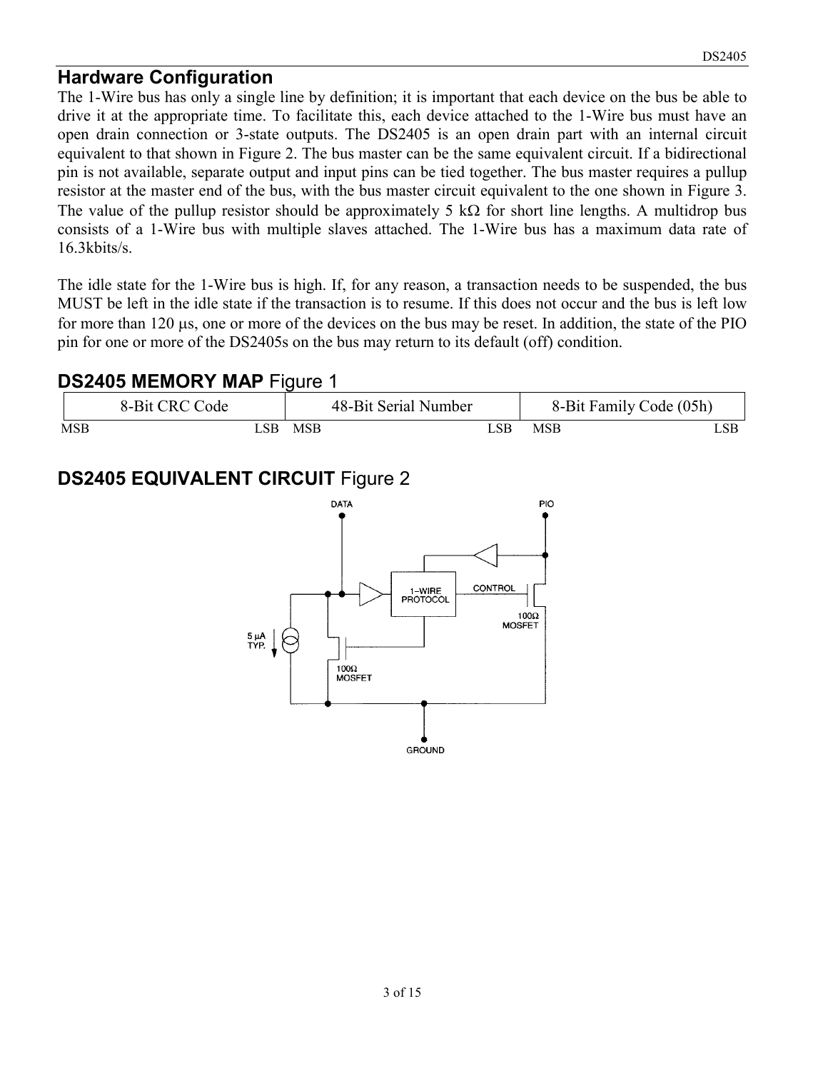## Hardware Configuration

The 1-Wire bus has only a single line by definition; it is important that each device on the bus be able to drive it at the appropriate time. To facilitate this, each device attached to the 1-Wire bus must have an open drain connection or 3-state outputs. The DS2405 is an open drain part with an internal circuit equivalent to that shown in Figure 2. The bus master can be the same equivalent circuit. If a bidirectional pin is not available, separate output and input pins can be tied together. The bus master requires a pullup resistor at the master end of the bus, with the bus master circuit equivalent to the one shown in Figure 3. The value of the pullup resistor should be approximately 5 kΩ for short line lengths. A multidrop bus consists of a 1-Wire bus with multiple slaves attached. The 1-Wire bus has a maximum data rate of 16.3kbits/s.

The idle state for the 1-Wire bus is high. If, for any reason, a transaction needs to be suspended, the bus MUST be left in the idle state if the transaction is to resume. If this does not occur and the bus is left low for more than 120 µs, one or more of the devices on the bus may be reset. In addition, the state of the PIO pin for one or more of the DS2405s on the bus may return to its default (off) condition.

## DS2405 MEMORY MAP Figure 1

| 8-Bit CRC Code | 48-Bit Serial Number | 8-Bit Family Code (05h) |
|---|---|---|
| MSB LSB | MSB LSB | MSB LSB |

## DS2405 EQUIVALENT CIRCUIT Figure 2

DATA

PIO

1-WIRE PROTOCOL

CONTROL

100Ω MOSFET

5 µA TYP.

100Ω MOSFET

GROUND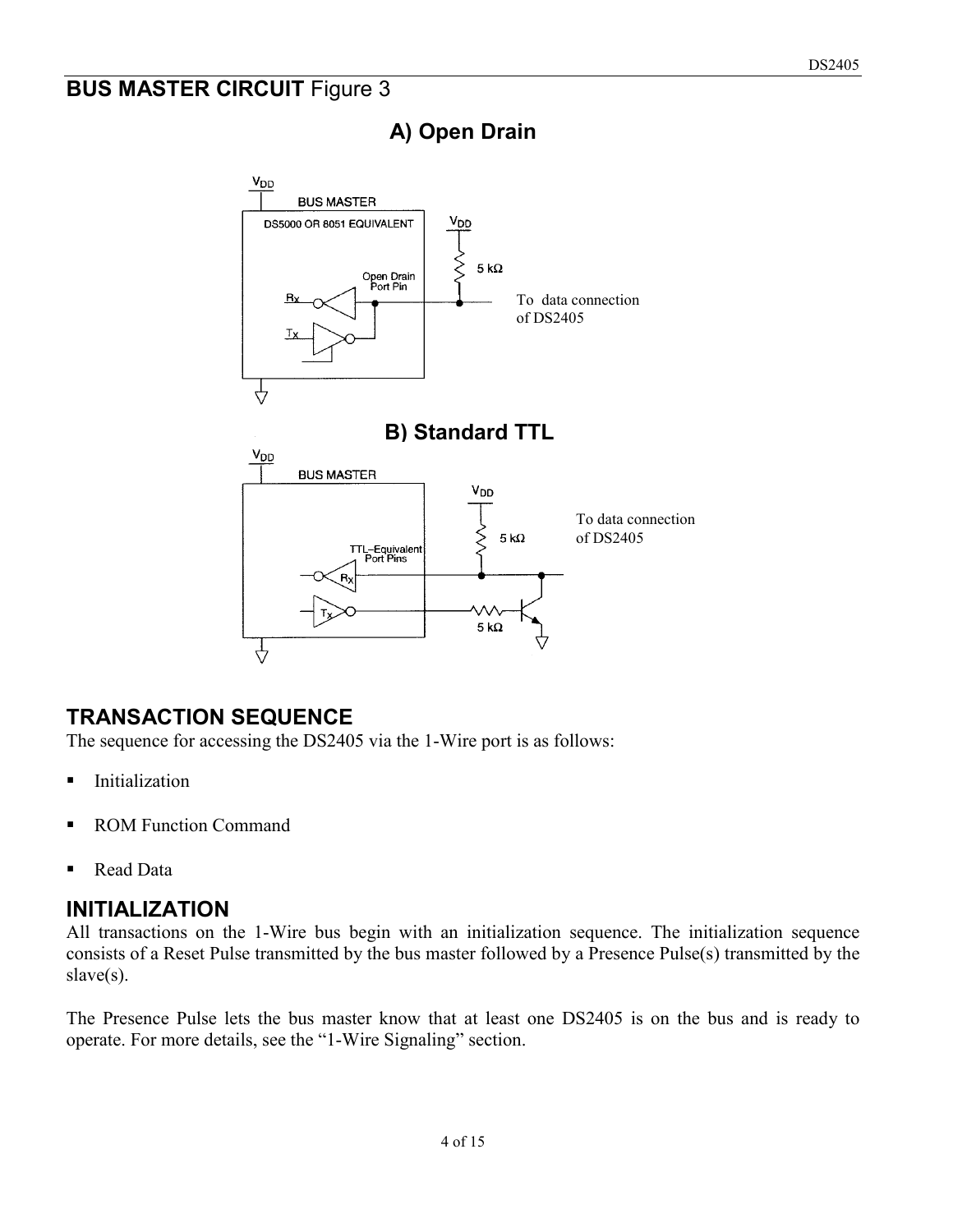## BUS MASTER CIRCUIT Figure 3

### A) Open Drain

VDD

BUS MASTER

DS5000 OR 8051 EQUIVALENT

VDD

5 kΩ

Open Drain Port Pin

Rx

Tx

To data connection of DS2405

### B) Standard TTL

VDD

BUS MASTER

VDD

5 kΩ

To data connection of DS2405

TTL–Equivalent Port Pins

Rx

Tx

5 kΩ

## TRANSACTION SEQUENCE

The sequence for accessing the DS2405 via the 1-Wire port is as follows:

- Initialization
- ROM Function Command
- Read Data

## INITIALIZATION

All transactions on the 1-Wire bus begin with an initialization sequence. The initialization sequence consists of a Reset Pulse transmitted by the bus master followed by a Presence Pulse(s) transmitted by the slave(s).

The Presence Pulse lets the bus master know that at least one DS2405 is on the bus and is ready to operate. For more details, see the "1-Wire Signaling" section.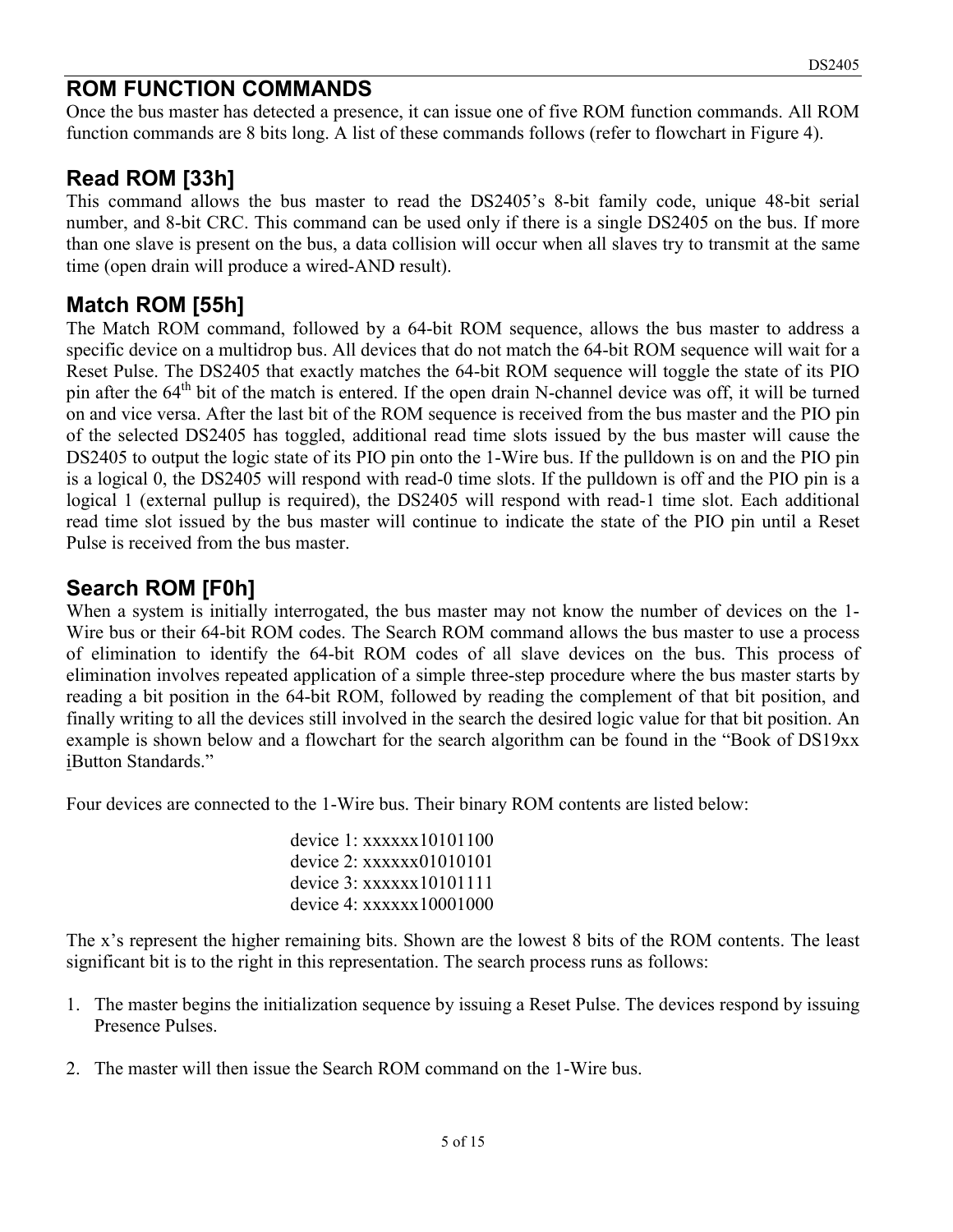## ROM FUNCTION COMMANDS

Once the bus master has detected a presence, it can issue one of five ROM function commands. All ROM function commands are 8 bits long. A list of these commands follows (refer to flowchart in Figure 4).

### Read ROM [33h]

This command allows the bus master to read the DS2405's 8-bit family code, unique 48-bit serial number, and 8-bit CRC. This command can be used only if there is a single DS2405 on the bus. If more than one slave is present on the bus, a data collision will occur when all slaves try to transmit at the same time (open drain will produce a wired-AND result).

### Match ROM [55h]

The Match ROM command, followed by a 64-bit ROM sequence, allows the bus master to address a specific device on a multidrop bus. All devices that do not match the 64-bit ROM sequence will wait for a Reset Pulse. The DS2405 that exactly matches the 64-bit ROM sequence will toggle the state of its PIO pin after the 64th bit of the match is entered. If the open drain N-channel device was off, it will be turned on and vice versa. After the last bit of the ROM sequence is received from the bus master and the PIO pin of the selected DS2405 has toggled, additional read time slots issued by the bus master will cause the DS2405 to output the logic state of its PIO pin onto the 1-Wire bus. If the pulldown is on and the PIO pin is a logical 0, the DS2405 will respond with read-0 time slots. If the pulldown is off and the PIO pin is a logical 1 (external pullup is required), the DS2405 will respond with read-1 time slot. Each additional read time slot issued by the bus master will continue to indicate the state of the PIO pin until a Reset Pulse is received from the bus master.

### Search ROM [F0h]

When a system is initially interrogated, the bus master may not know the number of devices on the 1-Wire bus or their 64-bit ROM codes. The Search ROM command allows the bus master to use a process of elimination to identify the 64-bit ROM codes of all slave devices on the bus. This process of elimination involves repeated application of a simple three-step procedure where the bus master starts by reading a bit position in the 64-bit ROM, followed by reading the complement of that bit position, and finally writing to all the devices still involved in the search the desired logic value for that bit position. An example is shown below and a flowchart for the search algorithm can be found in the "Book of DS19xx iButton Standards."

Four devices are connected to the 1-Wire bus. Their binary ROM contents are listed below:

device 1: xxxxxx10101100
device 2: xxxxxx01010101
device 3: xxxxxx10101111
device 4: xxxxxx10001000

The x's represent the higher remaining bits. Shown are the lowest 8 bits of the ROM contents. The least significant bit is to the right in this representation. The search process runs as follows:

1. The master begins the initialization sequence by issuing a Reset Pulse. The devices respond by issuing Presence Pulses.

2. The master will then issue the Search ROM command on the 1-Wire bus.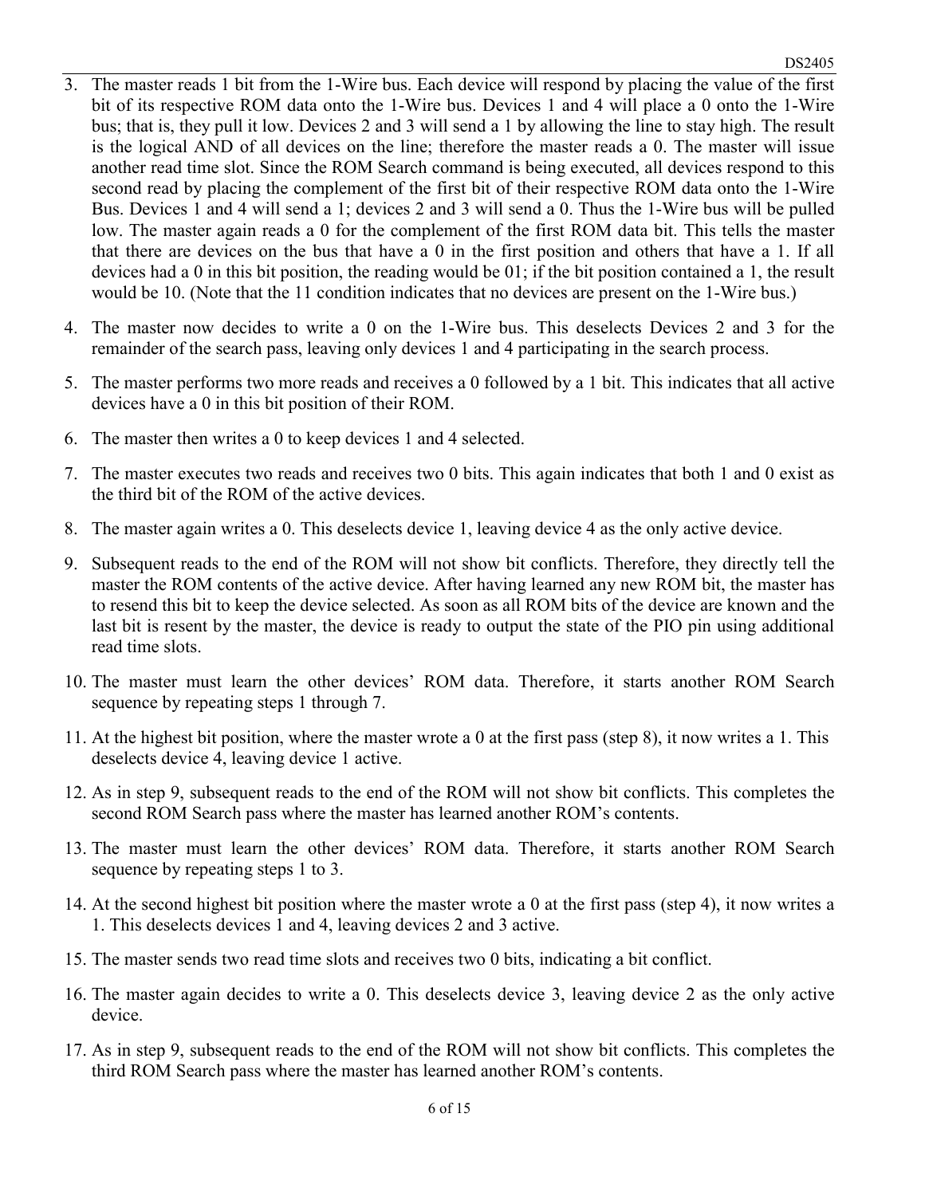3. The master reads 1 bit from the 1-Wire bus. Each device will respond by placing the value of the first bit of its respective ROM data onto the 1-Wire bus. Devices 1 and 4 will place a 0 onto the 1-Wire bus; that is, they pull it low. Devices 2 and 3 will send a 1 by allowing the line to stay high. The result is the logical AND of all devices on the line; therefore the master reads a 0. The master will issue another read time slot. Since the ROM Search command is being executed, all devices respond to this second read by placing the complement of the first bit of their respective ROM data onto the 1-Wire Bus. Devices 1 and 4 will send a 1; devices 2 and 3 will send a 0. Thus the 1-Wire bus will be pulled low. The master again reads a 0 for the complement of the first ROM data bit. This tells the master that there are devices on the bus that have a 0 in the first position and others that have a 1. If all devices had a 0 in this bit position, the reading would be 01; if the bit position contained a 1, the result would be 10. (Note that the 11 condition indicates that no devices are present on the 1-Wire bus.)

4. The master now decides to write a 0 on the 1-Wire bus. This deselects Devices 2 and 3 for the remainder of the search pass, leaving only devices 1 and 4 participating in the search process.

5. The master performs two more reads and receives a 0 followed by a 1 bit. This indicates that all active devices have a 0 in this bit position of their ROM.

6. The master then writes a 0 to keep devices 1 and 4 selected.

7. The master executes two reads and receives two 0 bits. This again indicates that both 1 and 0 exist as the third bit of the ROM of the active devices.

8. The master again writes a 0. This deselects device 1, leaving device 4 as the only active device.

9. Subsequent reads to the end of the ROM will not show bit conflicts. Therefore, they directly tell the master the ROM contents of the active device. After having learned any new ROM bit, the master has to resend this bit to keep the device selected. As soon as all ROM bits of the device are known and the last bit is resent by the master, the device is ready to output the state of the PIO pin using additional read time slots.

10. The master must learn the other devices' ROM data. Therefore, it starts another ROM Search sequence by repeating steps 1 through 7.

11. At the highest bit position, where the master wrote a 0 at the first pass (step 8), it now writes a 1. This deselects device 4, leaving device 1 active.

12. As in step 9, subsequent reads to the end of the ROM will not show bit conflicts. This completes the second ROM Search pass where the master has learned another ROM's contents.

13. The master must learn the other devices' ROM data. Therefore, it starts another ROM Search sequence by repeating steps 1 to 3.

14. At the second highest bit position where the master wrote a 0 at the first pass (step 4), it now writes a 1. This deselects devices 1 and 4, leaving devices 2 and 3 active.

15. The master sends two read time slots and receives two 0 bits, indicating a bit conflict.

16. The master again decides to write a 0. This deselects device 3, leaving device 2 as the only active device.

17. As in step 9, subsequent reads to the end of the ROM will not show bit conflicts. This completes the third ROM Search pass where the master has learned another ROM's contents.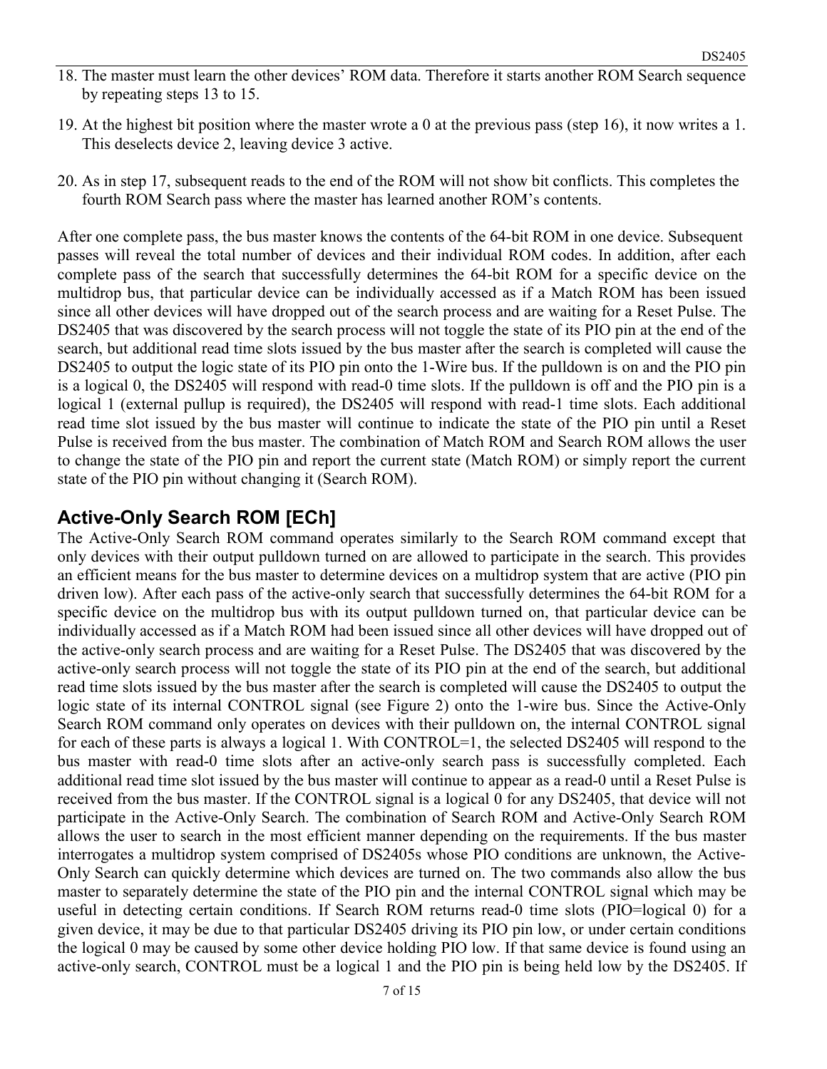18. The master must learn the other devices' ROM data. Therefore it starts another ROM Search sequence by repeating steps 13 to 15.
19. At the highest bit position where the master wrote a 0 at the previous pass (step 16), it now writes a 1. This deselects device 2, leaving device 3 active.
20. As in step 17, subsequent reads to the end of the ROM will not show bit conflicts. This completes the fourth ROM Search pass where the master has learned another ROM's contents.

After one complete pass, the bus master knows the contents of the 64-bit ROM in one device. Subsequent passes will reveal the total number of devices and their individual ROM codes. In addition, after each complete pass of the search that successfully determines the 64-bit ROM for a specific device on the multidrop bus, that particular device can be individually accessed as if a Match ROM has been issued since all other devices will have dropped out of the search process and are waiting for a Reset Pulse. The DS2405 that was discovered by the search process will not toggle the state of its PIO pin at the end of the search, but additional read time slots issued by the bus master after the search is completed will cause the DS2405 to output the logic state of its PIO pin onto the 1-Wire bus. If the pulldown is on and the PIO pin is a logical 0, the DS2405 will respond with read-0 time slots. If the pulldown is off and the PIO pin is a logical 1 (external pullup is required), the DS2405 will respond with read-1 time slots. Each additional read time slot issued by the bus master will continue to indicate the state of the PIO pin until a Reset Pulse is received from the bus master. The combination of Match ROM and Search ROM allows the user to change the state of the PIO pin and report the current state (Match ROM) or simply report the current state of the PIO pin without changing it (Search ROM).

## Active-Only Search ROM [ECh]

The Active-Only Search ROM command operates similarly to the Search ROM command except that only devices with their output pulldown turned on are allowed to participate in the search. This provides an efficient means for the bus master to determine devices on a multidrop system that are active (PIO pin driven low). After each pass of the active-only search that successfully determines the 64-bit ROM for a specific device on the multidrop bus with its output pulldown turned on, that particular device can be individually accessed as if a Match ROM had been issued since all other devices will have dropped out of the active-only search process and are waiting for a Reset Pulse. The DS2405 that was discovered by the active-only search process will not toggle the state of its PIO pin at the end of the search, but additional read time slots issued by the bus master after the search is completed will cause the DS2405 to output the logic state of its internal CONTROL signal (see Figure 2) onto the 1-wire bus. Since the Active-Only Search ROM command only operates on devices with their pulldown on, the internal CONTROL signal for each of these parts is always a logical 1. With CONTROL=1, the selected DS2405 will respond to the bus master with read-0 time slots after an active-only search pass is successfully completed. Each additional read time slot issued by the bus master will continue to appear as a read-0 until a Reset Pulse is received from the bus master. If the CONTROL signal is a logical 0 for any DS2405, that device will not participate in the Active-Only Search. The combination of Search ROM and Active-Only Search ROM allows the user to search in the most efficient manner depending on the requirements. If the bus master interrogates a multidrop system comprised of DS2405s whose PIO conditions are unknown, the Active-Only Search can quickly determine which devices are turned on. The two commands also allow the bus master to separately determine the state of the PIO pin and the internal CONTROL signal which may be useful in detecting certain conditions. If Search ROM returns read-0 time slots (PIO=logical 0) for a given device, it may be due to that particular DS2405 driving its PIO pin low, or under certain conditions the logical 0 may be caused by some other device holding PIO low. If that same device is found using an active-only search, CONTROL must be a logical 1 and the PIO pin is being held low by the DS2405. If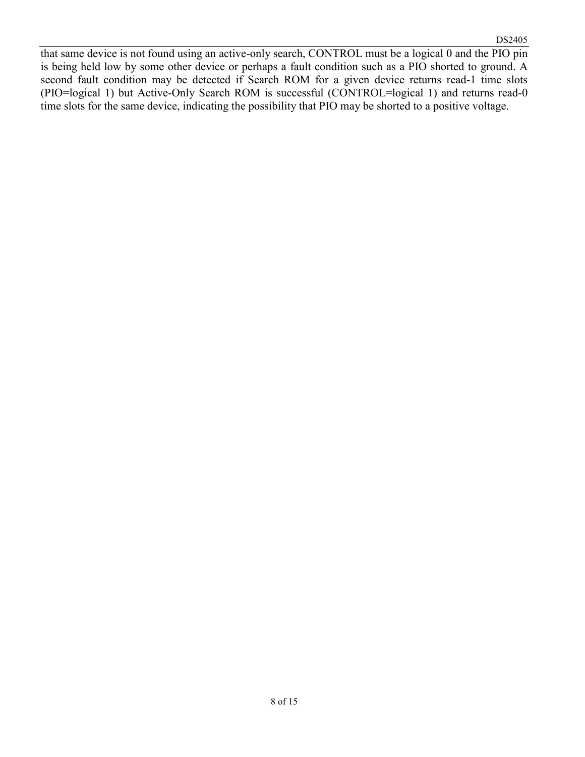that same device is not found using an active-only search, CONTROL must be a logical 0 and the PIO pin is being held low by some other device or perhaps a fault condition such as a PIO shorted to ground. A second fault condition may be detected if Search ROM for a given device returns read-1 time slots (PIO=logical 1) but Active-Only Search ROM is successful (CONTROL=logical 1) and returns read-0 time slots for the same device, indicating the possibility that PIO may be shorted to a positive voltage.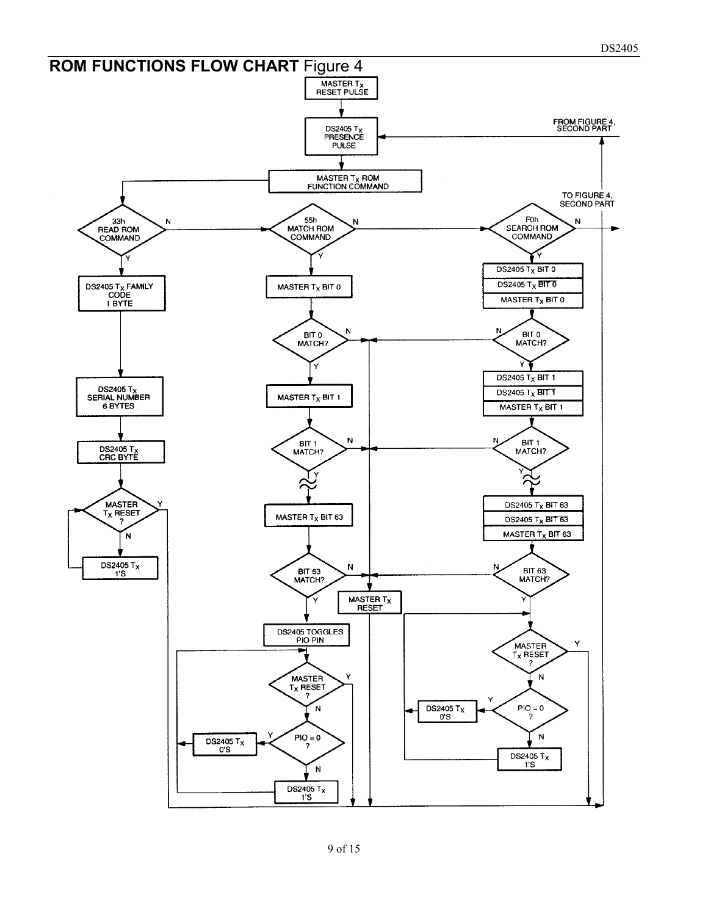## ROM FUNCTIONS FLOW CHART Figure 4

MASTER $T_X$ RESET PULSE

DS2405 $T_X$ PRESENCE PULSE

FROM FIGURE 4, SECOND PART

MASTER $T_X$ ROM FUNCTION COMMAND

TO FIGURE 4, SECOND PART

33h READ ROM COMMAND — N / Y

55h MATCH ROM COMMAND — N / Y

F0h SEARCH ROM COMMAND — N / Y

DS2405 $T_X$ FAMILY CODE 1 BYTE

DS2405 $T_X$ SERIAL NUMBER 6 BYTES

DS2405 $T_X$ CRC BYTE

MASTER $T_X$ RESET ? — Y / N

DS2405 $T_X$ 1'S

MASTER $T_X$ BIT 0

BIT 0 MATCH? — N / Y

MASTER $T_X$ BIT 1

BIT 1 MATCH? — N / Y

MASTER $T_X$ BIT 63

BIT 63 MATCH? — N / Y

DS2405 TOGGLES PIO PIN

MASTER $T_X$ RESET ? — Y / N

PIO = 0 ? — Y / N

DS2405 $T_X$ 0'S

DS2405 $T_X$ 1'S

MASTER $T_X$ RESET

DS2405 $T_X$ BIT 0

DS2405 $T_X$ $\overline{\text{BIT 0}}$

MASTER $T_X$ BIT 0

BIT 0 MATCH? — N / Y

DS2405 $T_X$ BIT 1

DS2405 $T_X$ $\overline{\text{BIT 1}}$

MASTER $T_X$ BIT 1

BIT 1 MATCH? — N / Y

DS2405 $T_X$ BIT 63

DS2405 $T_X$ $\overline{\text{BIT 63}}$

MASTER $T_X$ BIT 63

BIT 63 MATCH? — N / Y

MASTER $T_X$ RESET ? — Y / N

PIO = 0 ? — Y / N

DS2405 $T_X$ 0'S

DS2405 $T_X$ 1'S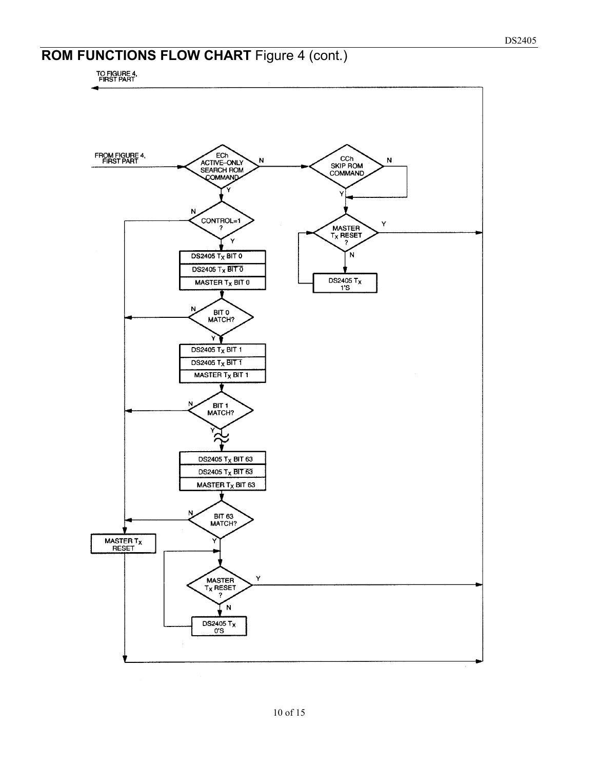## ROM FUNCTIONS FLOW CHART Figure 4 (cont.)

TO FIGURE 4, FIRST PART

FROM FIGURE 4, FIRST PART

ECh ACTIVE–ONLY SEARCH ROM COMMAND

N

Y

CCh SKIP ROM COMMAND

N

Y

CONTROL=1 ?

N

Y

MASTER $T_X$ RESET ?

Y

N

DS2405 $T_X$ BIT 0

DS2405 $T_X$ $\overline{\text{BIT 0}}$

MASTER $T_X$ BIT 0

DS2405 $T_X$ 1'S

BIT 0 MATCH?

N

Y

DS2405 $T_X$ BIT 1

DS2405 $T_X$ $\overline{\text{BIT 1}}$

MASTER $T_X$ BIT 1

BIT 1 MATCH?

N

Y

DS2405 $T_X$ BIT 63

DS2405 $T_X$ $\overline{\text{BIT 63}}$

MASTER $T_X$ BIT 63

BIT 63 MATCH?

N

Y

MASTER $T_X$ RESET

MASTER $T_X$ RESET ?

Y

N

DS2405 $T_X$ 0'S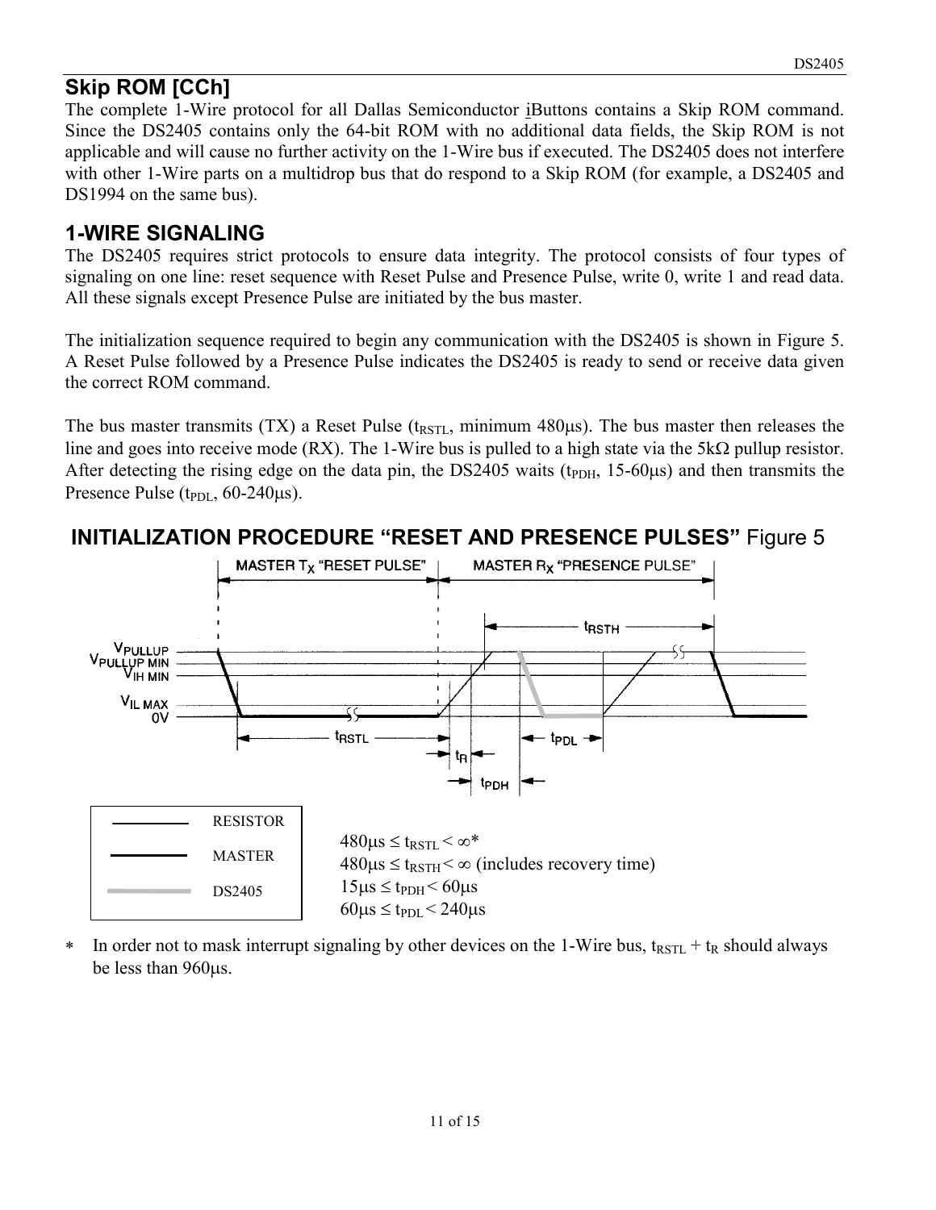## Skip ROM [CCh]

The complete 1-Wire protocol for all Dallas Semiconductor iButtons contains a Skip ROM command. Since the DS2405 contains only the 64-bit ROM with no additional data fields, the Skip ROM is not applicable and will cause no further activity on the 1-Wire bus if executed. The DS2405 does not interfere with other 1-Wire parts on a multidrop bus that do respond to a Skip ROM (for example, a DS2405 and DS1994 on the same bus).

## 1-WIRE SIGNALING

The DS2405 requires strict protocols to ensure data integrity. The protocol consists of four types of signaling on one line: reset sequence with Reset Pulse and Presence Pulse, write 0, write 1 and read data. All these signals except Presence Pulse are initiated by the bus master.

The initialization sequence required to begin any communication with the DS2405 is shown in Figure 5. A Reset Pulse followed by a Presence Pulse indicates the DS2405 is ready to send or receive data given the correct ROM command.

The bus master transmits (TX) a Reset Pulse ($t_{RSTL}$, minimum 480μs). The bus master then releases the line and goes into receive mode (RX). The 1-Wire bus is pulled to a high state via the 5kΩ pullup resistor. After detecting the rising edge on the data pin, the DS2405 waits ($t_{PDH}$, 15-60μs) and then transmits the Presence Pulse ($t_{PDL}$, 60-240μs).

### INITIALIZATION PROCEDURE "RESET AND PRESENCE PULSES" Figure 5

MASTER $T_X$ "RESET PULSE" — MASTER $R_X$ "PRESENCE PULSE"

$V_{PULLUP}$, $V_{PULLUP\ MIN}$, $V_{IH\ MIN}$, $V_{IL\ MAX}$, 0V

$t_{RSTL}$, $t_R$, $t_{PDH}$, $t_{PDL}$, $t_{RSTH}$

RESISTOR
MASTER
DS2405

$480\mu s \le t_{RSTL} < \infty$*

$480\mu s \le t_{RSTH} < \infty$ (includes recovery time)

$15\mu s \le t_{PDH} < 60\mu s$

$60\mu s \le t_{PDL} < 240\mu s$

* In order not to mask interrupt signaling by other devices on the 1-Wire bus, $t_{RSTL} + t_R$ should always be less than 960μs.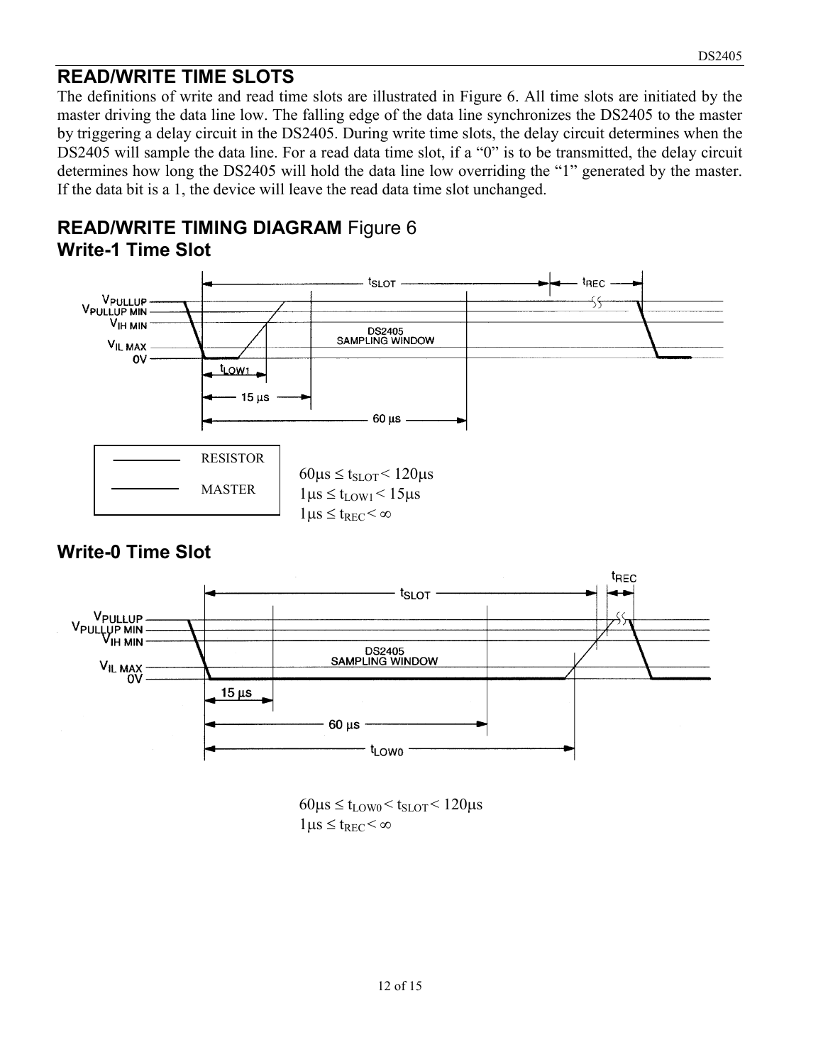## READ/WRITE TIME SLOTS

The definitions of write and read time slots are illustrated in Figure 6. All time slots are initiated by the master driving the data line low. The falling edge of the data line synchronizes the DS2405 to the master by triggering a delay circuit in the DS2405. During write time slots, the delay circuit determines when the DS2405 will sample the data line. For a read data time slot, if a “0” is to be transmitted, the delay circuit determines how long the DS2405 will hold the data line low overriding the “1” generated by the master. If the data bit is a 1, the device will leave the read data time slot unchanged.

## READ/WRITE TIMING DIAGRAM Figure 6

### Write-1 Time Slot

RESISTOR

MASTER

$60\mu s \leq t_{SLOT} < 120\mu s$
$1\mu s \leq t_{LOW1} < 15\mu s$
$1\mu s \leq t_{REC} < \infty$

### Write-0 Time Slot

$60\mu s \leq t_{LOW0} < t_{SLOT} < 120\mu s$
$1\mu s \leq t_{REC} < \infty$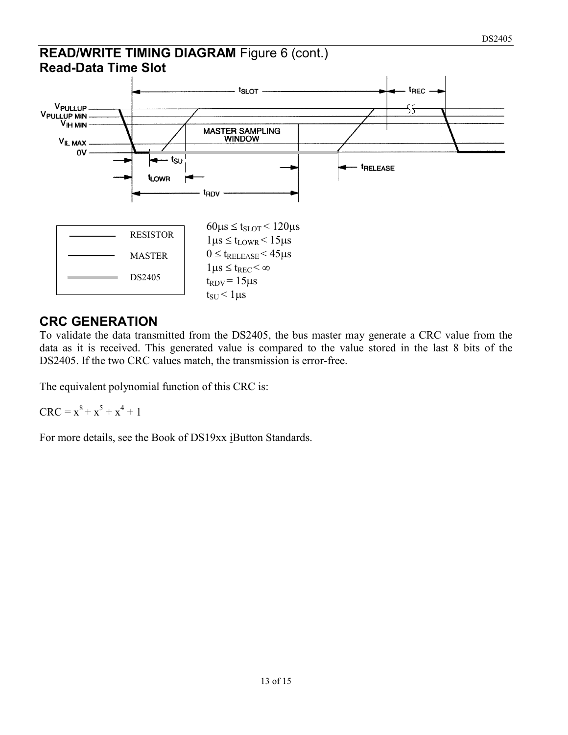## READ/WRITE TIMING DIAGRAM Figure 6 (cont.)

### Read-Data Time Slot

| | |
|---|---|
| RESISTOR | |
| MASTER | |
| DS2405 | |

$60\mu s \le t_{SLOT} < 120\mu s$
$1\mu s \le t_{LOWR} < 15\mu s$
$0 \le t_{RELEASE} < 45\mu s$
$1\mu s \le t_{REC} < \infty$
$t_{RDV} = 15\mu s$
$t_{SU} < 1\mu s$

## CRC GENERATION

To validate the data transmitted from the DS2405, the bus master may generate a CRC value from the data as it is received. This generated value is compared to the value stored in the last 8 bits of the DS2405. If the two CRC values match, the transmission is error-free.

The equivalent polynomial function of this CRC is:

$CRC = x^8 + x^5 + x^4 + 1$

For more details, see the Book of DS19xx iButton Standards.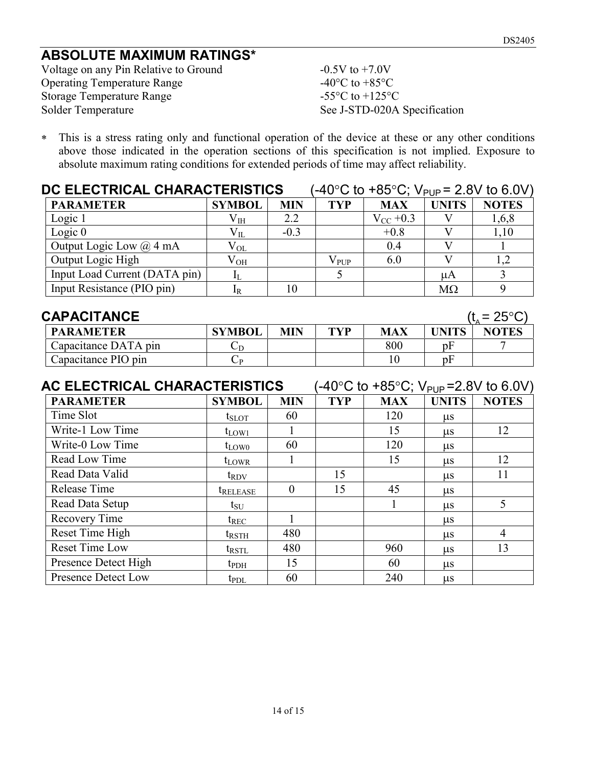## ABSOLUTE MAXIMUM RATINGS*

| | |
|---|---|
| Voltage on any Pin Relative to Ground | -0.5V to +7.0V |
| Operating Temperature Range | -40°C to +85°C |
| Storage Temperature Range | -55°C to +125°C |
| Solder Temperature | See J-STD-020A Specification |

* This is a stress rating only and functional operation of the device at these or any other conditions above those indicated in the operation sections of this specification is not implied. Exposure to absolute maximum rating conditions for extended periods of time may affect reliability.

## DC ELECTRICAL CHARACTERISTICS (-40°C to +85°C; $V_{PUP}$ = 2.8V to 6.0V)

| PARAMETER | SYMBOL | MIN | TYP | MAX | UNITS | NOTES |
|---|---|---|---|---|---|---|
| Logic 1 | $V_{IH}$ | 2.2 | | $V_{CC}$ +0.3 | V | 1,6,8 |
| Logic 0 | $V_{IL}$ | -0.3 | | +0.8 | V | 1,10 |
| Output Logic Low @ 4 mA | $V_{OL}$ | | | 0.4 | V | 1 |
| Output Logic High | $V_{OH}$ | | $V_{PUP}$ | 6.0 | V | 1,2 |
| Input Load Current (DATA pin) | $I_L$ | | 5 | | μA | 3 |
| Input Resistance (PIO pin) | $I_R$ | 10 | | | MΩ | 9 |

## CAPACITANCE ($t_A$ = 25°C)

| PARAMETER | SYMBOL | MIN | TYP | MAX | UNITS | NOTES |
|---|---|---|---|---|---|---|
| Capacitance DATA pin | $C_D$ | | | 800 | pF | 7 |
| Capacitance PIO pin | $C_P$ | | | 10 | pF | |

## AC ELECTRICAL CHARACTERISTICS (-40°C to +85°C; $V_{PUP}$ =2.8V to 6.0V)

| PARAMETER | SYMBOL | MIN | TYP | MAX | UNITS | NOTES |
|---|---|---|---|---|---|---|
| Time Slot | $t_{SLOT}$ | 60 | | 120 | μs | |
| Write-1 Low Time | $t_{LOW1}$ | 1 | | 15 | μs | 12 |
| Write-0 Low Time | $t_{LOW0}$ | 60 | | 120 | μs | |
| Read Low Time | $t_{LOWR}$ | 1 | | 15 | μs | 12 |
| Read Data Valid | $t_{RDV}$ | | 15 | | μs | 11 |
| Release Time | $t_{RELEASE}$ | 0 | 15 | 45 | μs | |
| Read Data Setup | $t_{SU}$ | | | 1 | μs | 5 |
| Recovery Time | $t_{REC}$ | 1 | | | μs | |
| Reset Time High | $t_{RSTH}$ | 480 | | | μs | 4 |
| Reset Time Low | $t_{RSTL}$ | 480 | | 960 | μs | 13 |
| Presence Detect High | $t_{PDH}$ | 15 | | 60 | μs | |
| Presence Detect Low | $t_{PDL}$ | 60 | | 240 | μs | |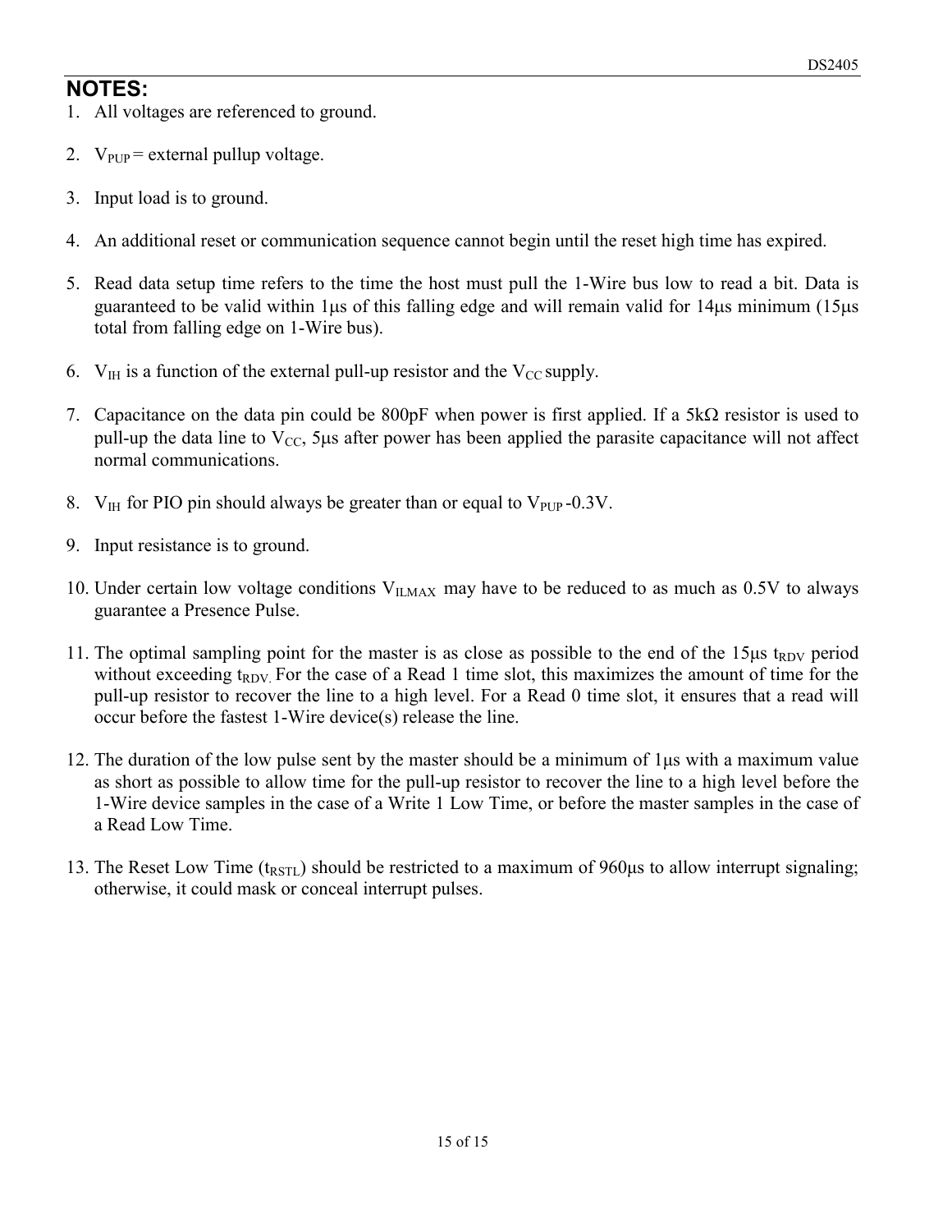## NOTES:

1. All voltages are referenced to ground.
2. $V_{PUP}$ = external pullup voltage.
3. Input load is to ground.
4. An additional reset or communication sequence cannot begin until the reset high time has expired.
5. Read data setup time refers to the time the host must pull the 1-Wire bus low to read a bit. Data is guaranteed to be valid within 1µs of this falling edge and will remain valid for 14µs minimum (15µs total from falling edge on 1-Wire bus).
6. $V_{IH}$ is a function of the external pull-up resistor and the $V_{CC}$ supply.
7. Capacitance on the data pin could be 800pF when power is first applied. If a 5kΩ resistor is used to pull-up the data line to $V_{CC}$, 5µs after power has been applied the parasite capacitance will not affect normal communications.
8. $V_{IH}$ for PIO pin should always be greater than or equal to $V_{PUP}$ -0.3V.
9. Input resistance is to ground.
10. Under certain low voltage conditions $V_{ILMAX}$ may have to be reduced to as much as 0.5V to always guarantee a Presence Pulse.
11. The optimal sampling point for the master is as close as possible to the end of the 15µs $t_{RDV}$ period without exceeding $t_{RDV}$. For the case of a Read 1 time slot, this maximizes the amount of time for the pull-up resistor to recover the line to a high level. For a Read 0 time slot, it ensures that a read will occur before the fastest 1-Wire device(s) release the line.
12. The duration of the low pulse sent by the master should be a minimum of 1µs with a maximum value as short as possible to allow time for the pull-up resistor to recover the line to a high level before the 1-Wire device samples in the case of a Write 1 Low Time, or before the master samples in the case of a Read Low Time.
13. The Reset Low Time ($t_{RSTL}$) should be restricted to a maximum of 960µs to allow interrupt signaling; otherwise, it could mask or conceal interrupt pulses.